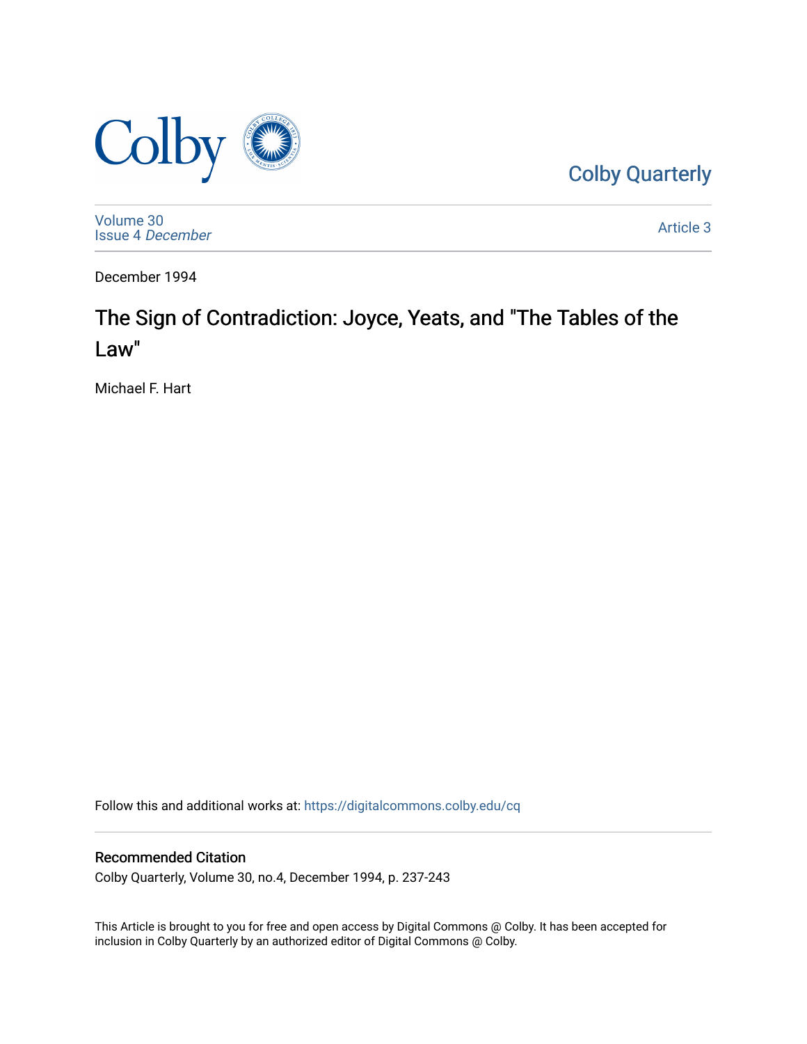Colby Quarterly

Volume 30
Issue 4 *December*

Article 3

December 1994

# The Sign of Contradiction: Joyce, Yeats, and "The Tables of the Law"

Michael F. Hart

Follow this and additional works at: https://digitalcommons.colby.edu/cq

## Recommended Citation

Colby Quarterly, Volume 30, no.4, December 1994, p. 237-243

This Article is brought to you for free and open access by Digital Commons @ Colby. It has been accepted for inclusion in Colby Quarterly by an authorized editor of Digital Commons @ Colby.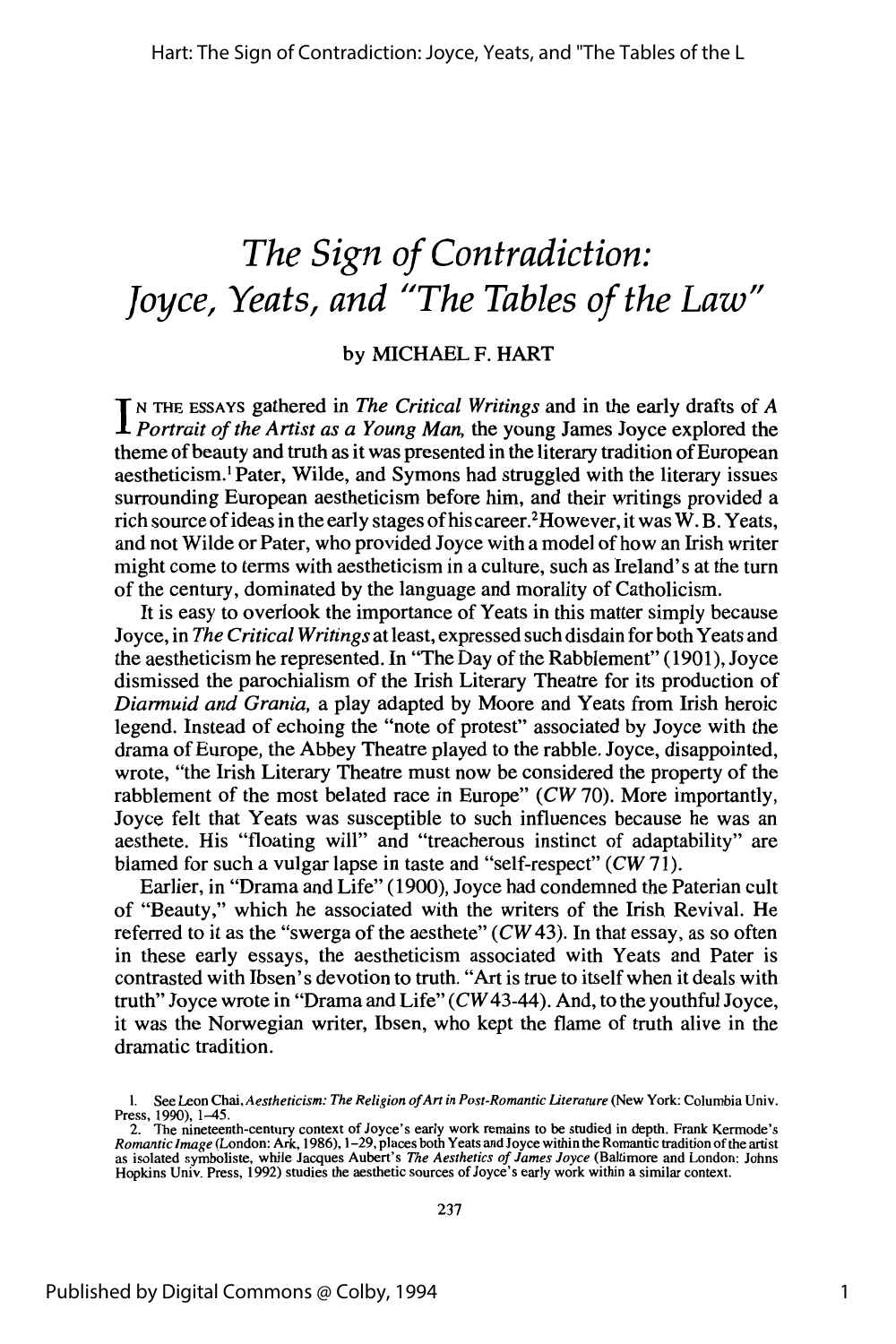# The Sign of Contradiction: Joyce, Yeats, and "The Tables of the Law"

by MICHAEL F. HART

IN THE ESSAYS gathered in *The Critical Writings* and in the early drafts of *A Portrait of the Artist as a Young Man*, the young James Joyce explored the theme of beauty and truth as it was presented in the literary tradition of European aestheticism.[1] Pater, Wilde, and Symons had struggled with the literary issues surrounding European aestheticism before him, and their writings provided a rich source of ideas in the early stages of his career.[2] However, it was W. B. Yeats, and not Wilde or Pater, who provided Joyce with a model of how an Irish writer might come to terms with aestheticism in a culture, such as Ireland's at the turn of the century, dominated by the language and morality of Catholicism.

It is easy to overlook the importance of Yeats in this matter simply because Joyce, in *The Critical Writings* at least, expressed such disdain for both Yeats and the aestheticism he represented. In "The Day of the Rabblement" (1901), Joyce dismissed the parochialism of the Irish Literary Theatre for its production of *Diarmuid and Grania*, a play adapted by Moore and Yeats from Irish heroic legend. Instead of echoing the "note of protest" associated by Joyce with the drama of Europe, the Abbey Theatre played to the rabble. Joyce, disappointed, wrote, "the Irish Literary Theatre must now be considered the property of the rabblement of the most belated race in Europe" (*CW* 70). More importantly, Joyce felt that Yeats was susceptible to such influences because he was an aesthete. His "floating will" and "treacherous instinct of adaptability" are blamed for such a vulgar lapse in taste and "self-respect" (*CW* 71).

Earlier, in "Drama and Life" (1900), Joyce had condemned the Paterian cult of "Beauty," which he associated with the writers of the Irish Revival. He referred to it as the "swerga of the aesthete" (*CW* 43). In that essay, as so often in these early essays, the aestheticism associated with Yeats and Pater is contrasted with Ibsen's devotion to truth. "Art is true to itself when it deals with truth" Joyce wrote in "Drama and Life" (*CW* 43-44). And, to the youthful Joyce, it was the Norwegian writer, Ibsen, who kept the flame of truth alive in the dramatic tradition.

1. See Leon Chai, *Aestheticism: The Religion of Art in Post-Romantic Literature* (New York: Columbia Univ. Press, 1990), 1–45.

2. The nineteenth-century context of Joyce's early work remains to be studied in depth. Frank Kermode's *Romantic Image* (London: Ark, 1986), 1–29, places both Yeats and Joyce within the Romantic tradition of the artist as isolated symboliste, while Jacques Aubert's *The Aesthetics of James Joyce* (Baltimore and London: Johns Hopkins Univ. Press, 1992) studies the aesthetic sources of Joyce's early work within a similar context.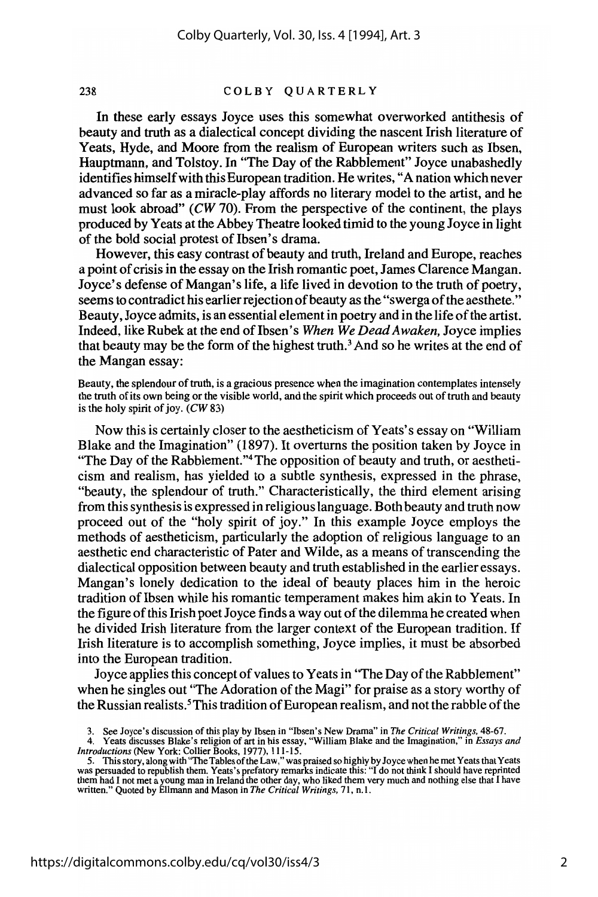In these early essays Joyce uses this somewhat overworked antithesis of beauty and truth as a dialectical concept dividing the nascent Irish literature of Yeats, Hyde, and Moore from the realism of European writers such as Ibsen, Hauptmann, and Tolstoy. In "The Day of the Rabblement" Joyce unabashedly identifies himself with this European tradition. He writes, "A nation which never advanced so far as a miracle-play affords no literary model to the artist, and he must look abroad" (*CW* 70). From the perspective of the continent, the plays produced by Yeats at the Abbey Theatre looked timid to the young Joyce in light of the bold social protest of Ibsen's drama.

However, this easy contrast of beauty and truth, Ireland and Europe, reaches a point of crisis in the essay on the Irish romantic poet, James Clarence Mangan. Joyce's defense of Mangan's life, a life lived in devotion to the truth of poetry, seems to contradict his earlier rejection of beauty as the "swerga of the aesthete." Beauty, Joyce admits, is an essential element in poetry and in the life of the artist. Indeed, like Rubek at the end of Ibsen's *When We Dead Awaken,* Joyce implies that beauty may be the form of the highest truth.[3] And so he writes at the end of the Mangan essay:

> Beauty, the splendour of truth, is a gracious presence when the imagination contemplates intensely the truth of its own being or the visible world, and the spirit which proceeds out of truth and beauty is the holy spirit of joy. (*CW* 83)

Now this is certainly closer to the aestheticism of Yeats's essay on "William Blake and the Imagination" (1897). It overturns the position taken by Joyce in "The Day of the Rabblement."[4] The opposition of beauty and truth, or aestheticism and realism, has yielded to a subtle synthesis, expressed in the phrase, "beauty, the splendour of truth." Characteristically, the third element arising from this synthesis is expressed in religious language. Both beauty and truth now proceed out of the "holy spirit of joy." In this example Joyce employs the methods of aestheticism, particularly the adoption of religious language to an aesthetic end characteristic of Pater and Wilde, as a means of transcending the dialectical opposition between beauty and truth established in the earlier essays. Mangan's lonely dedication to the ideal of beauty places him in the heroic tradition of Ibsen while his romantic temperament makes him akin to Yeats. In the figure of this Irish poet Joyce finds a way out of the dilemma he created when he divided Irish literature from the larger context of the European tradition. If Irish literature is to accomplish something, Joyce implies, it must be absorbed into the European tradition.

Joyce applies this concept of values to Yeats in "The Day of the Rabblement" when he singles out "The Adoration of the Magi" for praise as a story worthy of the Russian realists.[5] This tradition of European realism, and not the rabble of the

3. See Joyce's discussion of this play by Ibsen in "Ibsen's New Drama" in *The Critical Writings,* 48-67.

4. Yeats discusses Blake's religion of art in his essay, "William Blake and the Imagination," in *Essays and Introductions* (New York: Collier Books, 1977), 111-15.

5. This story, along with "The Tables of the Law," was praised so highly by Joyce when he met Yeats that Yeats was persuaded to republish them. Yeats's prefatory remarks indicate this: "I do not think I should have reprinted them had I not met a young man in Ireland the other day, who liked them very much and nothing else that I have written." Quoted by Ellmann and Mason in *The Critical Writings,* 71, n.1.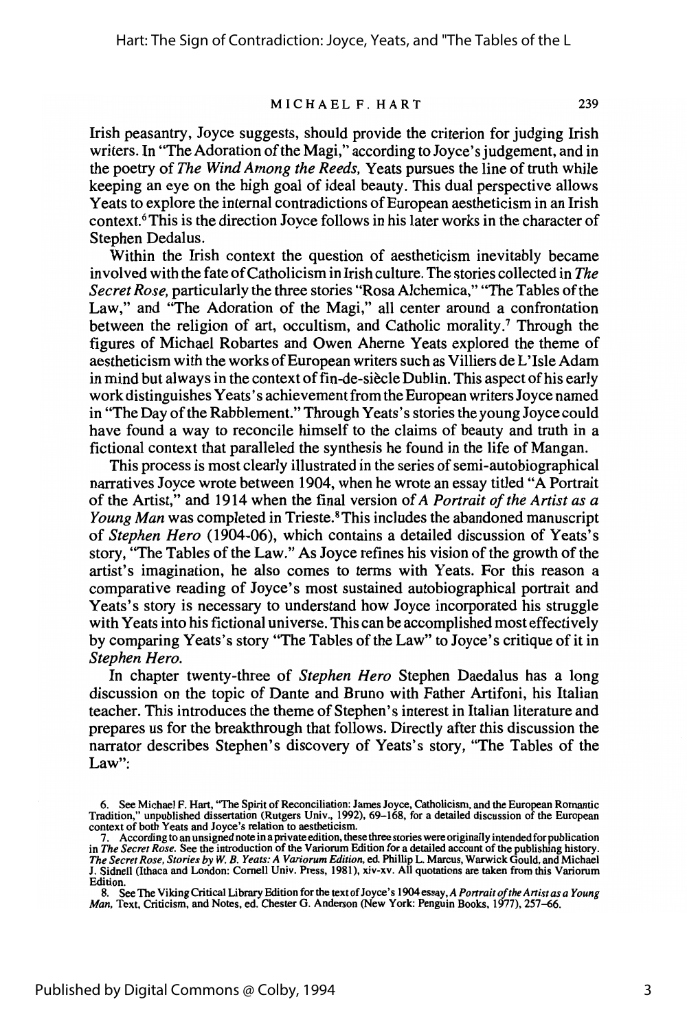Irish peasantry, Joyce suggests, should provide the criterion for judging Irish writers. In "The Adoration of the Magi," according to Joyce's judgement, and in the poetry of *The Wind Among the Reeds,* Yeats pursues the line of truth while keeping an eye on the high goal of ideal beauty. This dual perspective allows Yeats to explore the internal contradictions of European aestheticism in an Irish context.[6] This is the direction Joyce follows in his later works in the character of Stephen Dedalus.

Within the Irish context the question of aestheticism inevitably became involved with the fate of Catholicism in Irish culture. The stories collected in *The Secret Rose,* particularly the three stories "Rosa Alchemica," "The Tables of the Law," and "The Adoration of the Magi," all center around a confrontation between the religion of art, occultism, and Catholic morality.[7] Through the figures of Michael Robartes and Owen Aherne Yeats explored the theme of aestheticism with the works of European writers such as Villiers de L'Isle Adam in mind but always in the context of fin-de-siècle Dublin. This aspect of his early work distinguishes Yeats's achievement from the European writers Joyce named in "The Day of the Rabblement." Through Yeats's stories the young Joyce could have found a way to reconcile himself to the claims of beauty and truth in a fictional context that paralleled the synthesis he found in the life of Mangan.

This process is most clearly illustrated in the series of semi-autobiographical narratives Joyce wrote between 1904, when he wrote an essay titled "A Portrait of the Artist," and 1914 when the final version of *A Portrait of the Artist as a Young Man* was completed in Trieste.[8] This includes the abandoned manuscript of *Stephen Hero* (1904-06), which contains a detailed discussion of Yeats's story, "The Tables of the Law." As Joyce refines his vision of the growth of the artist's imagination, he also comes to terms with Yeats. For this reason a comparative reading of Joyce's most sustained autobiographical portrait and Yeats's story is necessary to understand how Joyce incorporated his struggle with Yeats into his fictional universe. This can be accomplished most effectively by comparing Yeats's story "The Tables of the Law" to Joyce's critique of it in *Stephen Hero.*

In chapter twenty-three of *Stephen Hero* Stephen Daedalus has a long discussion on the topic of Dante and Bruno with Father Artifoni, his Italian teacher. This introduces the theme of Stephen's interest in Italian literature and prepares us for the breakthrough that follows. Directly after this discussion the narrator describes Stephen's discovery of Yeats's story, "The Tables of the Law":

6. See Michael F. Hart, "The Spirit of Reconciliation: James Joyce, Catholicism, and the European Romantic Tradition," unpublished dissertation (Rutgers Univ., 1992), 69–168, for a detailed discussion of the European context of both Yeats and Joyce's relation to aestheticism.

7. According to an unsigned note in a private edition, these three stories were originally intended for publication in *The Secret Rose.* See the introduction of the Variorum Edition for a detailed account of the publishing history. *The Secret Rose, Stories by W. B. Yeats: A Variorum Edition,* ed. Phillip L. Marcus, Warwick Gould, and Michael J. Sidnell (Ithaca and London: Cornell Univ. Press, 1981), xiv-xv. All quotations are taken from this Variorum Edition.

8. See The Viking Critical Library Edition for the text of Joyce's 1904 essay, *A Portrait of the Artist as a Young Man,* Text, Criticism, and Notes, ed. Chester G. Anderson (New York: Penguin Books, 1977), 257–66.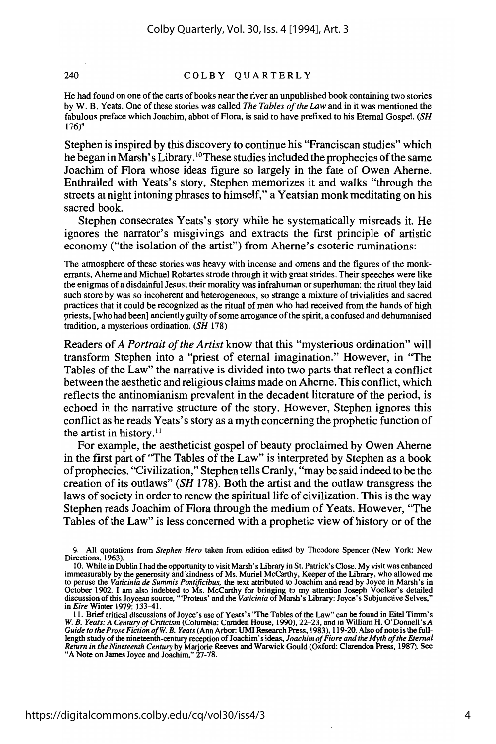He had found on one of the carts of books near the river an unpublished book containing two stories by W. B. Yeats. One of these stories was called *The Tables of the Law* and in it was mentioned the fabulous preface which Joachim, abbot of Flora, is said to have prefixed to his Eternal Gospel. (*SH* 176)[9]

Stephen is inspired by this discovery to continue his "Franciscan studies" which he began in Marsh's Library.[10] These studies included the prophecies of the same Joachim of Flora whose ideas figure so largely in the fate of Owen Aherne. Enthralled with Yeats's story, Stephen memorizes it and walks "through the streets at night intoning phrases to himself," a Yeatsian monk meditating on his sacred book.

Stephen consecrates Yeats's story while he systematically misreads it. He ignores the narrator's misgivings and extracts the first principle of artistic economy ("the isolation of the artist") from Aherne's esoteric ruminations:

The atmosphere of these stories was heavy with incense and omens and the figures of the monk-errants, Aherne and Michael Robartes strode through it with great strides. Their speeches were like the enigmas of a disdainful Jesus; their morality was infrahuman or superhuman: the ritual they laid such store by was so incoherent and heterogeneous, so strange a mixture of trivialities and sacred practices that it could be recognized as the ritual of men who had received from the hands of high priests, [who had been] anciently guilty of some arrogance of the spirit, a confused and dehumanised tradition, a mysterious ordination. (*SH* 178)

Readers of *A Portrait of the Artist* know that this "mysterious ordination" will transform Stephen into a "priest of eternal imagination." However, in "The Tables of the Law" the narrative is divided into two parts that reflect a conflict between the aesthetic and religious claims made on Aherne. This conflict, which reflects the antinomianism prevalent in the decadent literature of the period, is echoed in the narrative structure of the story. However, Stephen ignores this conflict as he reads Yeats's story as a myth concerning the prophetic function of the artist in history.[11]

For example, the aestheticist gospel of beauty proclaimed by Owen Aherne in the first part of "The Tables of the Law" is interpreted by Stephen as a book of prophecies. "Civilization," Stephen tells Cranly, "may be said indeed to be the creation of its outlaws" (*SH* 178). Both the artist and the outlaw transgress the laws of society in order to renew the spiritual life of civilization. This is the way Stephen reads Joachim of Flora through the medium of Yeats. However, "The Tables of the Law" is less concerned with a prophetic view of history or of the

9. All quotations from *Stephen Hero* taken from edition edited by Theodore Spencer (New York: New Directions, 1963).

10. While in Dublin I had the opportunity to visit Marsh's Library in St. Patrick's Close. My visit was enhanced immeasurably by the generosity and kindness of Ms. Muriel McCarthy, Keeper of the Library, who allowed me to peruse the *Vaticinia de Summis Pontificibus*, the text attributed to Joachim and read by Joyce in Marsh's in October 1902. I am also indebted to Ms. McCarthy for bringing to my attention Joseph Voelker's detailed discussion of this Joycean source, "'Proteus' and the *Vaticinia* of Marsh's Library: Joyce's Subjunctive Selves," in *Eire* Winter 1979: 133–41.

11. Brief critical discussions of Joyce's use of Yeats's "The Tables of the Law" can be found in Eitel Timm's *W. B. Yeats: A Century of Criticism* (Columbia: Camden House, 1990), 22–23, and in William H. O'Donnell's *A Guide to the Prose Fiction of W. B. Yeats* (Ann Arbor: UMI Research Press, 1983), 119-20. Also of note is the full-length study of the nineteenth-century reception of Joachim's ideas, *Joachim of Fiore and the Myth of the Eternal Return in the Nineteenth Century* by Marjorie Reeves and Warwick Gould (Oxford: Clarendon Press, 1987). See "A Note on James Joyce and Joachim," 27-78.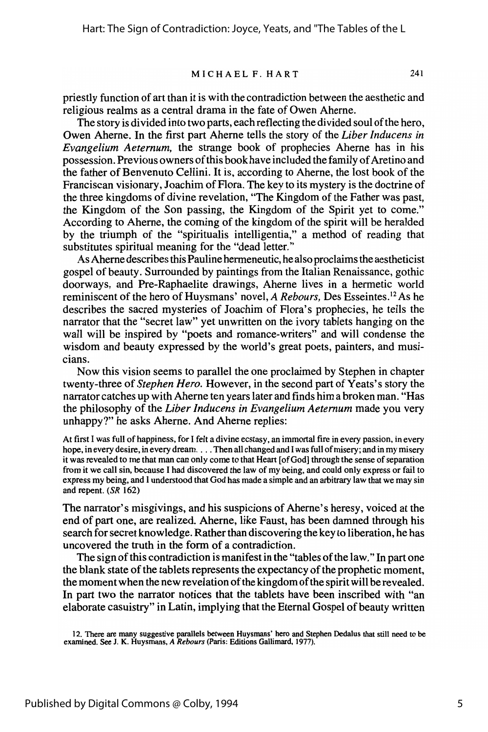priestly function of art than it is with the contradiction between the aesthetic and religious realms as a central drama in the fate of Owen Aherne.

The story is divided into two parts, each reflecting the divided soul of the hero, Owen Aherne. In the first part Aherne tells the story of the *Liber Inducens in Evangelium Aeternum,* the strange book of prophecies Aherne has in his possession. Previous owners of this book have included the family of Aretino and the father of Benvenuto Cellini. It is, according to Aherne, the lost book of the Franciscan visionary, Joachim of Flora. The key to its mystery is the doctrine of the three kingdoms of divine revelation, "The Kingdom of the Father was past, the Kingdom of the Son passing, the Kingdom of the Spirit yet to come." According to Aherne, the coming of the kingdom of the spirit will be heralded by the triumph of the "spiritualis intelligentia," a method of reading that substitutes spiritual meaning for the "dead letter."

As Aherne describes this Pauline hermeneutic, he also proclaims the aestheticist gospel of beauty. Surrounded by paintings from the Italian Renaissance, gothic doorways, and Pre-Raphaelite drawings, Aherne lives in a hermetic world reminiscent of the hero of Huysmans' novel, *A Rebours,* Des Esseintes.[12] As he describes the sacred mysteries of Joachim of Flora's prophecies, he tells the narrator that the "secret law" yet unwritten on the ivory tablets hanging on the wall will be inspired by "poets and romance-writers" and will condense the wisdom and beauty expressed by the world's great poets, painters, and musicians.

Now this vision seems to parallel the one proclaimed by Stephen in chapter twenty-three of *Stephen Hero.* However, in the second part of Yeats's story the narrator catches up with Aherne ten years later and finds him a broken man. "Has the philosophy of the *Liber Inducens in Evangelium Aeternum* made you very unhappy?" he asks Aherne. And Aherne replies:

> At first I was full of happiness, for I felt a divine ecstasy, an immortal fire in every passion, in every hope, in every desire, in every dream. . . . Then all changed and I was full of misery; and in my misery it was revealed to me that man can only come to that Heart [of God] through the sense of separation from it we call sin, because I had discovered the law of my being, and could only express or fail to express my being, and I understood that God has made a simple and an arbitrary law that we may sin and repent. (*SR* 162)

The narrator's misgivings, and his suspicions of Aherne's heresy, voiced at the end of part one, are realized. Aherne, like Faust, has been damned through his search for secret knowledge. Rather than discovering the key to liberation, he has uncovered the truth in the form of a contradiction.

The sign of this contradiction is manifest in the "tables of the law." In part one the blank state of the tablets represents the expectancy of the prophetic moment, the moment when the new revelation of the kingdom of the spirit will be revealed. In part two the narrator notices that the tablets have been inscribed with "an elaborate casuistry" in Latin, implying that the Eternal Gospel of beauty written

---

12. There are many suggestive parallels between Huysmans' hero and Stephen Dedalus that still need to be examined. See J. K. Huysmans, *A Rebours* (Paris: Editions Gallimard, 1977).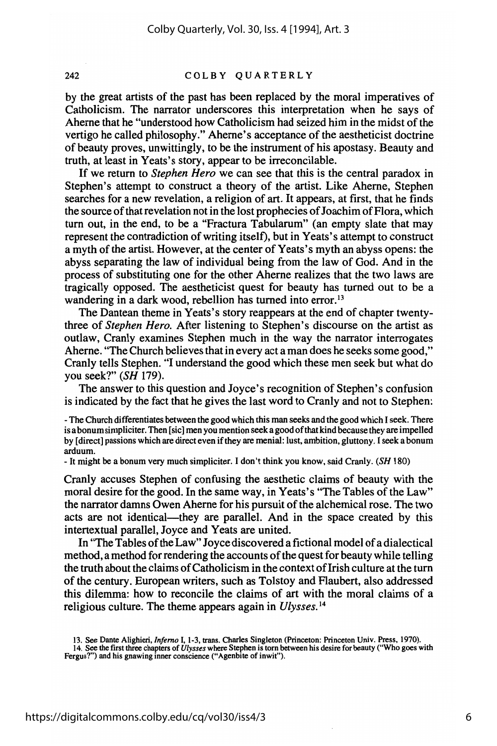by the great artists of the past has been replaced by the moral imperatives of Catholicism. The narrator underscores this interpretation when he says of Aherne that he "understood how Catholicism had seized him in the midst of the vertigo he called philosophy." Aherne's acceptance of the aestheticist doctrine of beauty proves, unwittingly, to be the instrument of his apostasy. Beauty and truth, at least in Yeats's story, appear to be irreconcilable.

If we return to *Stephen Hero* we can see that this is the central paradox in Stephen's attempt to construct a theory of the artist. Like Aherne, Stephen searches for a new revelation, a religion of art. It appears, at first, that he finds the source of that revelation not in the lost prophecies of Joachim of Flora, which turn out, in the end, to be a "Fractura Tabularum" (an empty slate that may represent the contradiction of writing itself), but in Yeats's attempt to construct a myth of the artist. However, at the center of Yeats's myth an abyss opens: the abyss separating the law of individual being from the law of God. And in the process of substituting one for the other Aherne realizes that the two laws are tragically opposed. The aestheticist quest for beauty has turned out to be a wandering in a dark wood, rebellion has turned into error.[13]

The Dantean theme in Yeats's story reappears at the end of chapter twenty-three of *Stephen Hero*. After listening to Stephen's discourse on the artist as outlaw, Cranly examines Stephen much in the way the narrator interrogates Aherne. "The Church believes that in every act a man does he seeks some good," Cranly tells Stephen. "I understand the good which these men seek but what do you seek?" (*SH* 179).

The answer to this question and Joyce's recognition of Stephen's confusion is indicated by the fact that he gives the last word to Cranly and not to Stephen:

> - The Church differentiates between the good which this man seeks and the good which I seek. There is a bonum simpliciter. Then [sic] men you mention seek a good of that kind because they are impelled by [direct] passions which are direct even if they are menial: lust, ambition, gluttony. I seek a bonum arduum.
>
> - It might be a bonum very much simpliciter. I don't think you know, said Cranly. (*SH* 180)

Cranly accuses Stephen of confusing the aesthetic claims of beauty with the moral desire for the good. In the same way, in Yeats's "The Tables of the Law" the narrator damns Owen Aherne for his pursuit of the alchemical rose. The two acts are not identical—they are parallel. And in the space created by this intertextual parallel, Joyce and Yeats are united.

In "The Tables of the Law" Joyce discovered a fictional model of a dialectical method, a method for rendering the accounts of the quest for beauty while telling the truth about the claims of Catholicism in the context of Irish culture at the turn of the century. European writers, such as Tolstoy and Flaubert, also addressed this dilemma: how to reconcile the claims of art with the moral claims of a religious culture. The theme appears again in *Ulysses*.[14]

13. See Dante Alighieri, *Inferno* I, 1-3, trans. Charles Singleton (Princeton: Princeton Univ. Press, 1970).

14. See the first three chapters of *Ulysses* where Stephen is torn between his desire for beauty ("Who goes with Fergus?") and his gnawing inner conscience ("Agenbite of inwit").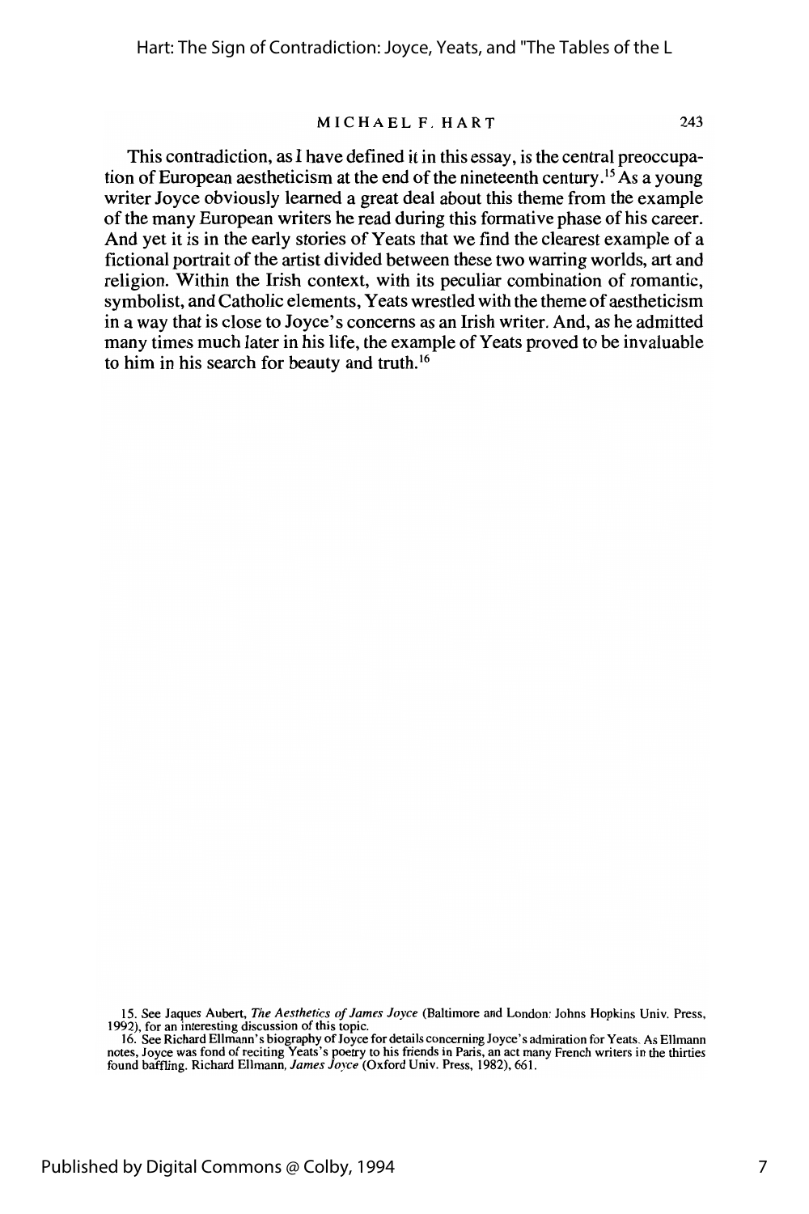This contradiction, as I have defined it in this essay, is the central preoccupation of European aestheticism at the end of the nineteenth century.[15] As a young writer Joyce obviously learned a great deal about this theme from the example of the many European writers he read during this formative phase of his career. And yet it is in the early stories of Yeats that we find the clearest example of a fictional portrait of the artist divided between these two warring worlds, art and religion. Within the Irish context, with its peculiar combination of romantic, symbolist, and Catholic elements, Yeats wrestled with the theme of aestheticism in a way that is close to Joyce's concerns as an Irish writer. And, as he admitted many times much later in his life, the example of Yeats proved to be invaluable to him in his search for beauty and truth.[16]

15. See Jaques Aubert, *The Aesthetics of James Joyce* (Baltimore and London: Johns Hopkins Univ. Press, 1992), for an interesting discussion of this topic.

16. See Richard Ellmann's biography of Joyce for details concerning Joyce's admiration for Yeats. As Ellmann notes, Joyce was fond of reciting Yeats's poetry to his friends in Paris, an act many French writers in the thirties found baffling. Richard Ellmann, *James Joyce* (Oxford Univ. Press, 1982), 661.